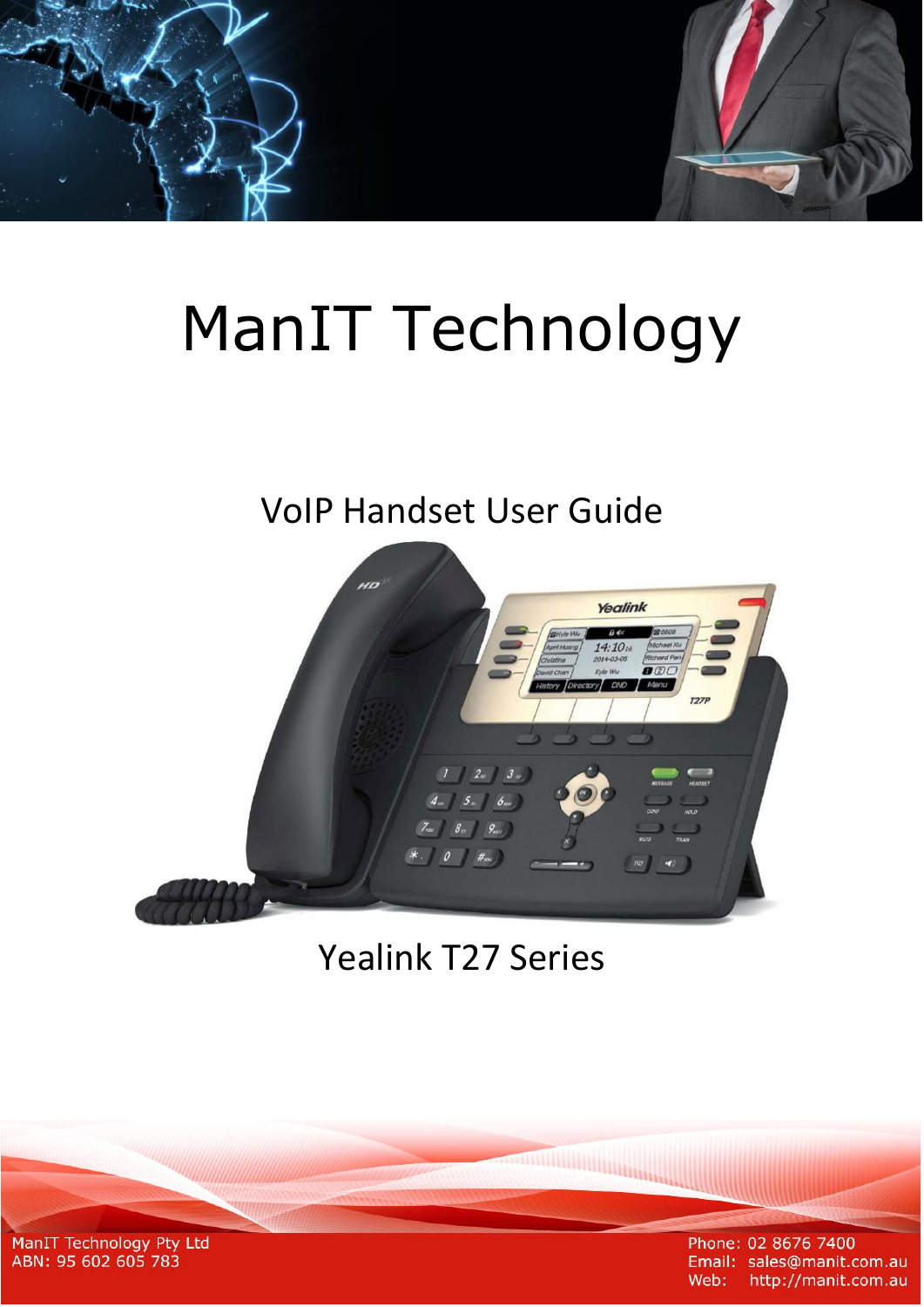# ManIT Technology

## VoIP Handset User Guide

## Yealink T27 Series

ManIT Technology Pty Ltd
ABN: 95 602 605 783

Phone: 02 8676 7400
Email: sales@manit.com.au
Web: http://manit.com.au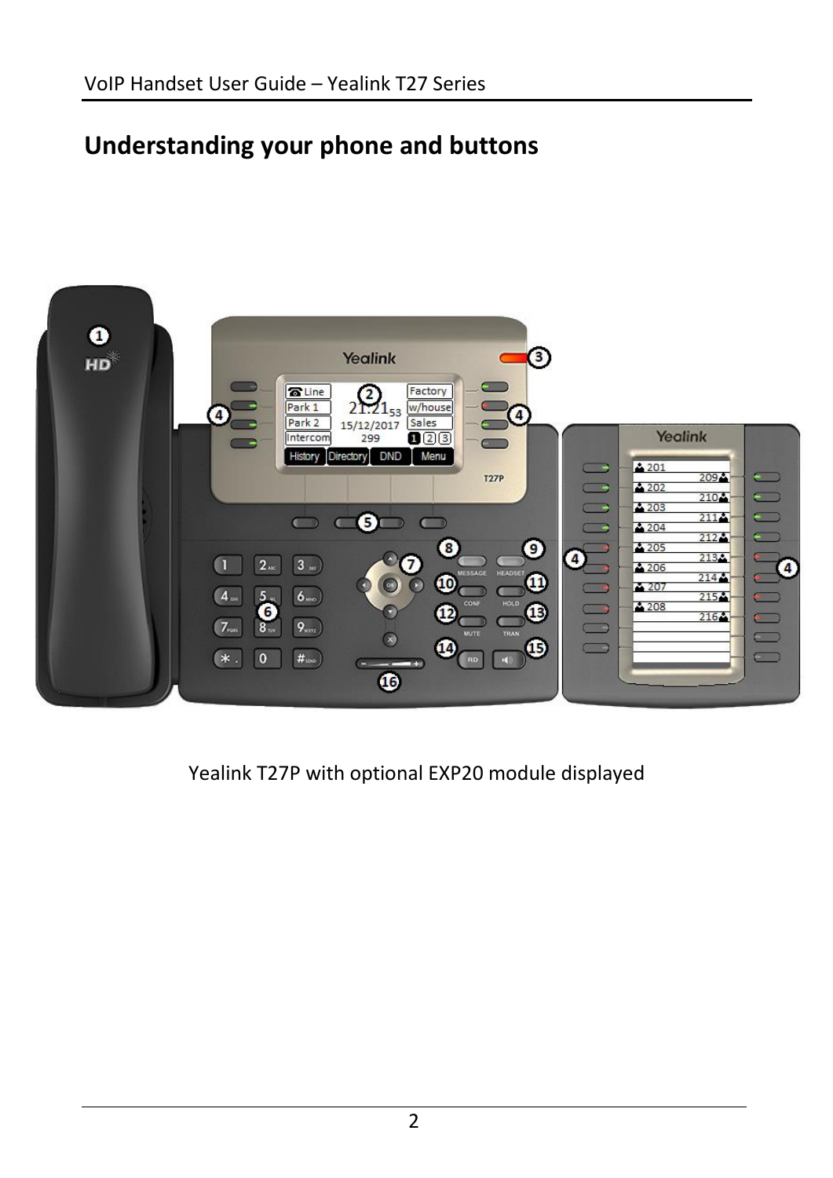## Understanding your phone and buttons

Yealink T27P with optional EXP20 module displayed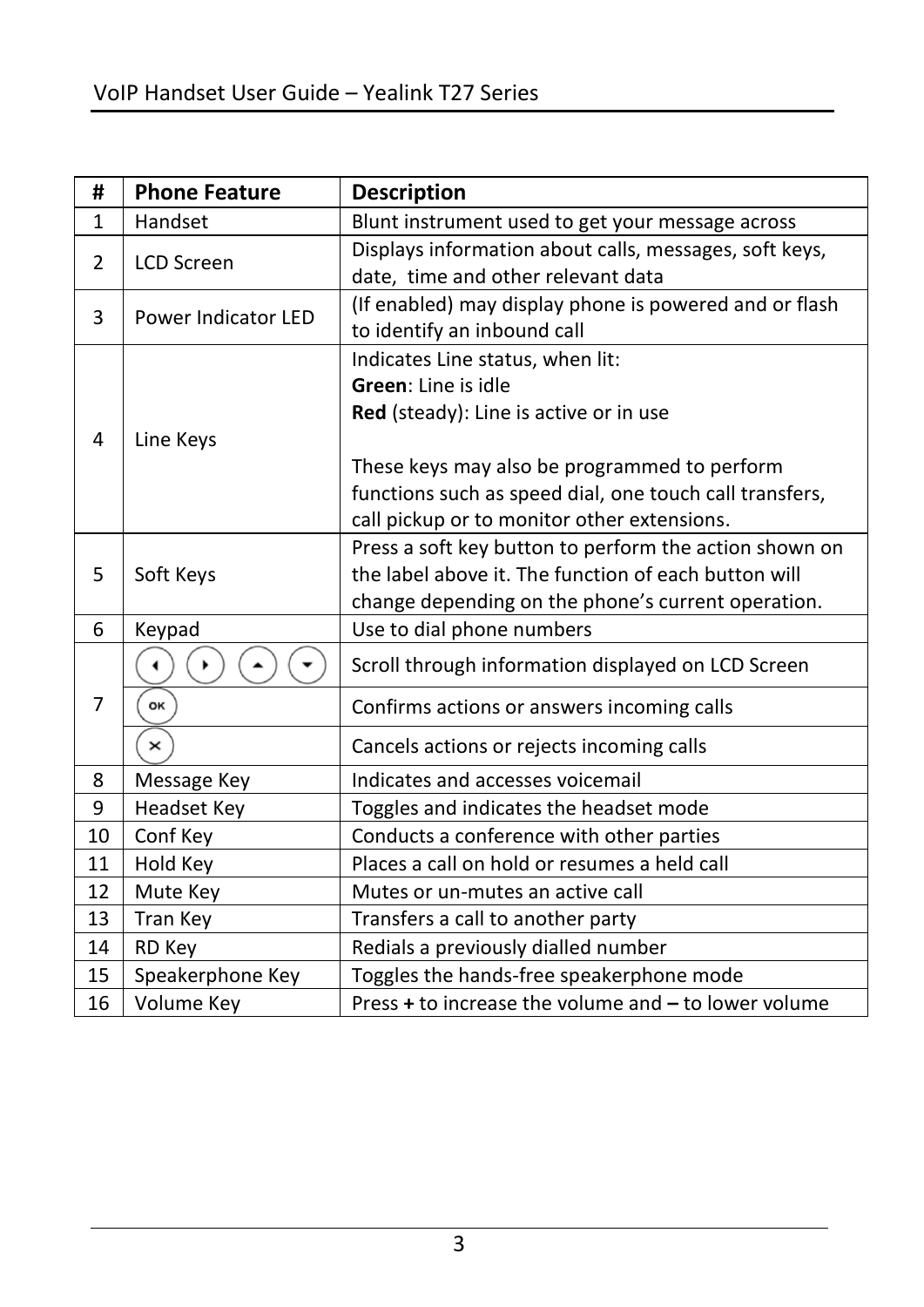| # | Phone Feature | Description |
|---|---|---|
| 1 | Handset | Blunt instrument used to get your message across |
| 2 | LCD Screen | Displays information about calls, messages, soft keys, date, time and other relevant data |
| 3 | Power Indicator LED | (If enabled) may display phone is powered and or flash to identify an inbound call |
| 4 | Line Keys | Indicates Line status, when lit:<br>**Green**: Line is idle<br>**Red** (steady): Line is active or in use<br><br>These keys may also be programmed to perform functions such as speed dial, one touch call transfers, call pickup or to monitor other extensions. |
| 5 | Soft Keys | Press a soft key button to perform the action shown on the label above it. The function of each button will change depending on the phone's current operation. |
| 6 | Keypad | Use to dial phone numbers |
| 7 | ◄ ► ▲ ▼ | Scroll through information displayed on LCD Screen |
| | OK | Confirms actions or answers incoming calls |
| | × | Cancels actions or rejects incoming calls |
| 8 | Message Key | Indicates and accesses voicemail |
| 9 | Headset Key | Toggles and indicates the headset mode |
| 10 | Conf Key | Conducts a conference with other parties |
| 11 | Hold Key | Places a call on hold or resumes a held call |
| 12 | Mute Key | Mutes or un-mutes an active call |
| 13 | Tran Key | Transfers a call to another party |
| 14 | RD Key | Redials a previously dialled number |
| 15 | Speakerphone Key | Toggles the hands-free speakerphone mode |
| 16 | Volume Key | Press **+** to increase the volume and **–** to lower volume |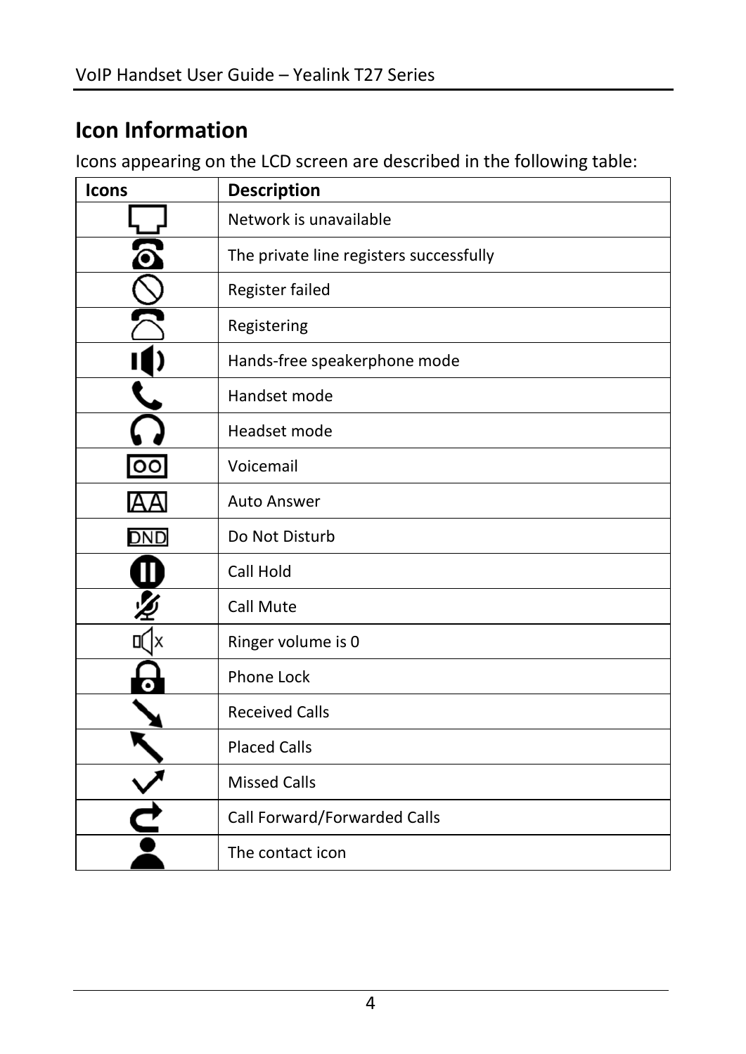## Icon Information

Icons appearing on the LCD screen are described in the following table:

| Icons | Description |
| --- | --- |
| | Network is unavailable |
| | The private line registers successfully |
| | Register failed |
| | Registering |
| | Hands-free speakerphone mode |
| | Handset mode |
| | Headset mode |
| | Voicemail |
| | Auto Answer |
| | Do Not Disturb |
| | Call Hold |
| | Call Mute |
| | Ringer volume is 0 |
| | Phone Lock |
| | Received Calls |
| | Placed Calls |
| | Missed Calls |
| | Call Forward/Forwarded Calls |
| | The contact icon |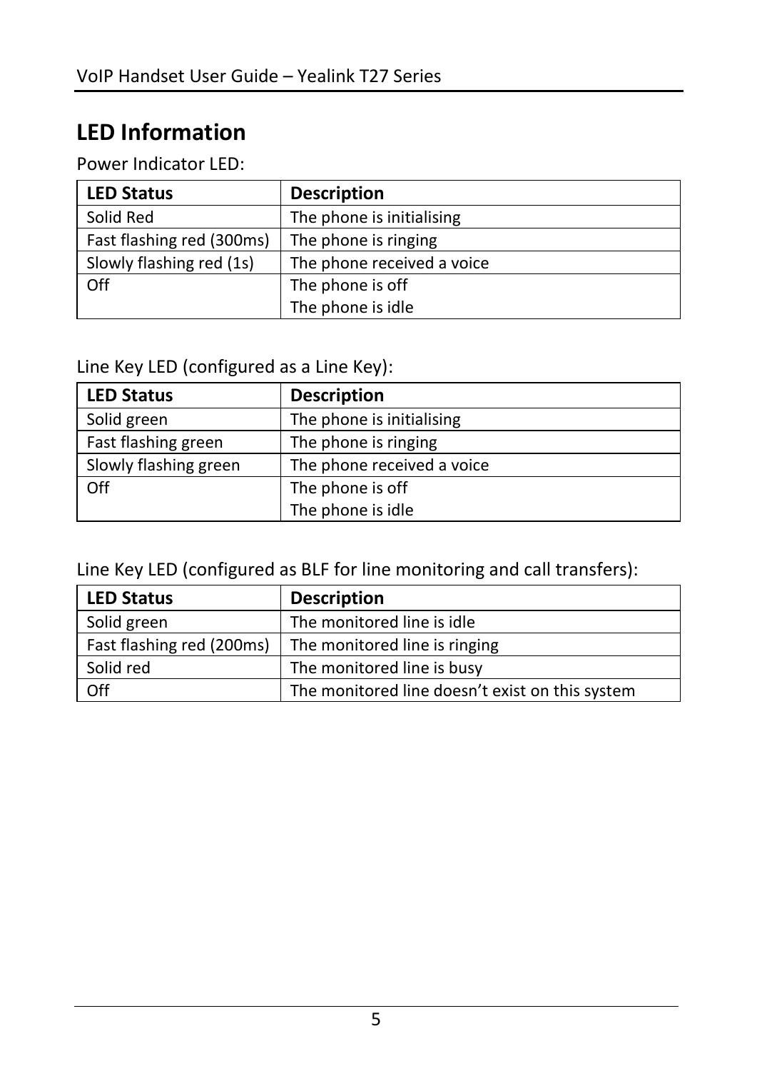## LED Information

Power Indicator LED:

| LED Status | Description |
| --- | --- |
| Solid Red | The phone is initialising |
| Fast flashing red (300ms) | The phone is ringing |
| Slowly flashing red (1s) | The phone received a voice |
| Off | The phone is off<br>The phone is idle |

Line Key LED (configured as a Line Key):

| LED Status | Description |
| --- | --- |
| Solid green | The phone is initialising |
| Fast flashing green | The phone is ringing |
| Slowly flashing green | The phone received a voice |
| Off | The phone is off<br>The phone is idle |

Line Key LED (configured as BLF for line monitoring and call transfers):

| LED Status | Description |
| --- | --- |
| Solid green | The monitored line is idle |
| Fast flashing red (200ms) | The monitored line is ringing |
| Solid red | The monitored line is busy |
| Off | The monitored line doesn't exist on this system |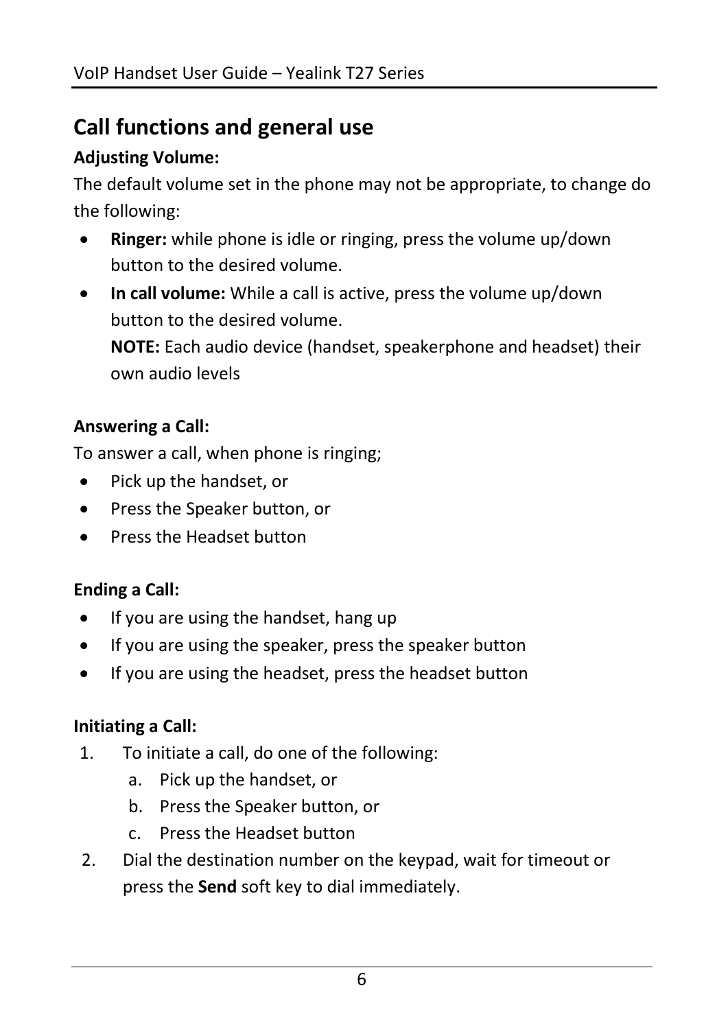## Call functions and general use

**Adjusting Volume:**

The default volume set in the phone may not be appropriate, to change do the following:

- **Ringer:** while phone is idle or ringing, press the volume up/down button to the desired volume.
- **In call volume:** While a call is active, press the volume up/down button to the desired volume.
  **NOTE:** Each audio device (handset, speakerphone and headset) their own audio levels

**Answering a Call:**

To answer a call, when phone is ringing;

- Pick up the handset, or
- Press the Speaker button, or
- Press the Headset button

**Ending a Call:**

- If you are using the handset, hang up
- If you are using the speaker, press the speaker button
- If you are using the headset, press the headset button

**Initiating a Call:**

1. To initiate a call, do one of the following:
   a. Pick up the handset, or
   b. Press the Speaker button, or
   c. Press the Headset button
2. Dial the destination number on the keypad, wait for timeout or press the **Send** soft key to dial immediately.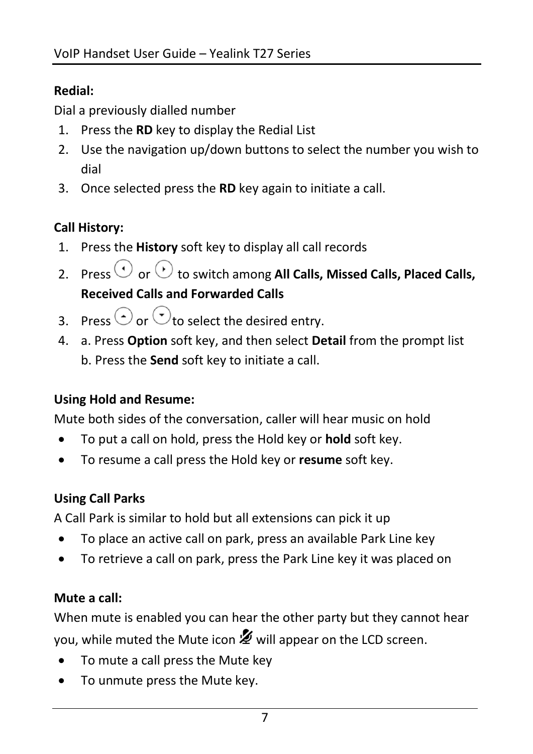**Redial:**

Dial a previously dialled number

1. Press the **RD** key to display the Redial List
2. Use the navigation up/down buttons to select the number you wish to dial
3. Once selected press the **RD** key again to initiate a call.

**Call History:**

1. Press the **History** soft key to display all call records
2. Press ◀ or ▶ to switch among **All Calls, Missed Calls, Placed Calls, Received Calls and Forwarded Calls**
3. Press ▲ or ▼ to select the desired entry.
4. a. Press **Option** soft key, and then select **Detail** from the prompt list
   b. Press the **Send** soft key to initiate a call.

**Using Hold and Resume:**

Mute both sides of the conversation, caller will hear music on hold

- To put a call on hold, press the Hold key or **hold** soft key.
- To resume a call press the Hold key or **resume** soft key.

**Using Call Parks**

A Call Park is similar to hold but all extensions can pick it up

- To place an active call on park, press an available Park Line key
- To retrieve a call on park, press the Park Line key it was placed on

**Mute a call:**

When mute is enabled you can hear the other party but they cannot hear you, while muted the Mute icon will appear on the LCD screen.

- To mute a call press the Mute key
- To unmute press the Mute key.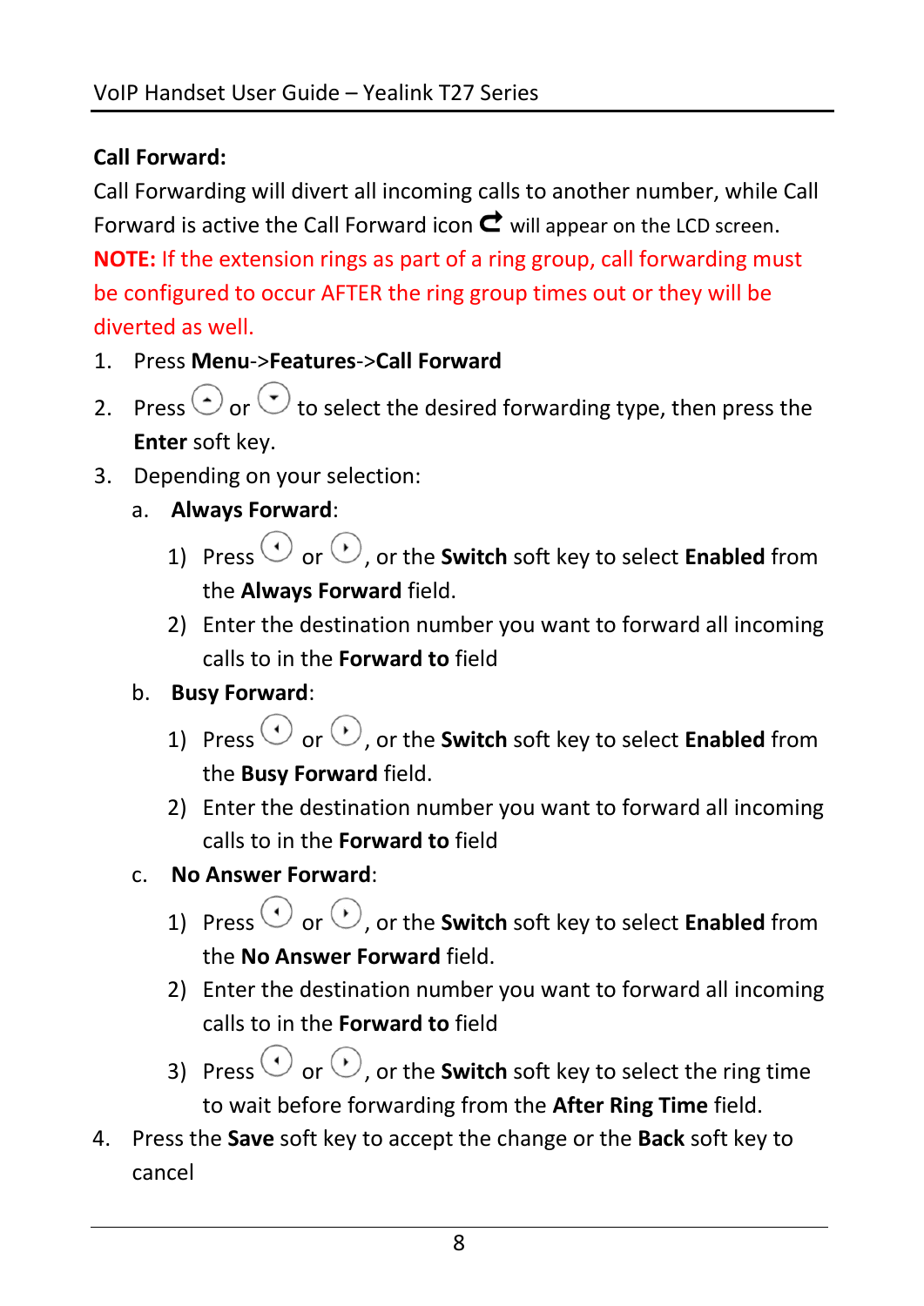**Call Forward:**

Call Forwarding will divert all incoming calls to another number, while Call Forward is active the Call Forward icon ↩ will appear on the LCD screen.

**NOTE:** If the extension rings as part of a ring group, call forwarding must be configured to occur AFTER the ring group times out or they will be diverted as well.

1. Press **Menu**->**Features**->**Call Forward**
2. Press ⓘ or ⓘ to select the desired forwarding type, then press the **Enter** soft key.
3. Depending on your selection:
   a. **Always Forward**:
      1) Press ⓘ or ⓘ, or the **Switch** soft key to select **Enabled** from the **Always Forward** field.
      2) Enter the destination number you want to forward all incoming calls to in the **Forward to** field
   b. **Busy Forward**:
      1) Press ⓘ or ⓘ, or the **Switch** soft key to select **Enabled** from the **Busy Forward** field.
      2) Enter the destination number you want to forward all incoming calls to in the **Forward to** field
   c. **No Answer Forward**:
      1) Press ⓘ or ⓘ, or the **Switch** soft key to select **Enabled** from the **No Answer Forward** field.
      2) Enter the destination number you want to forward all incoming calls to in the **Forward to** field
      3) Press ⓘ or ⓘ, or the **Switch** soft key to select the ring time to wait before forwarding from the **After Ring Time** field.
4. Press the **Save** soft key to accept the change or the **Back** soft key to cancel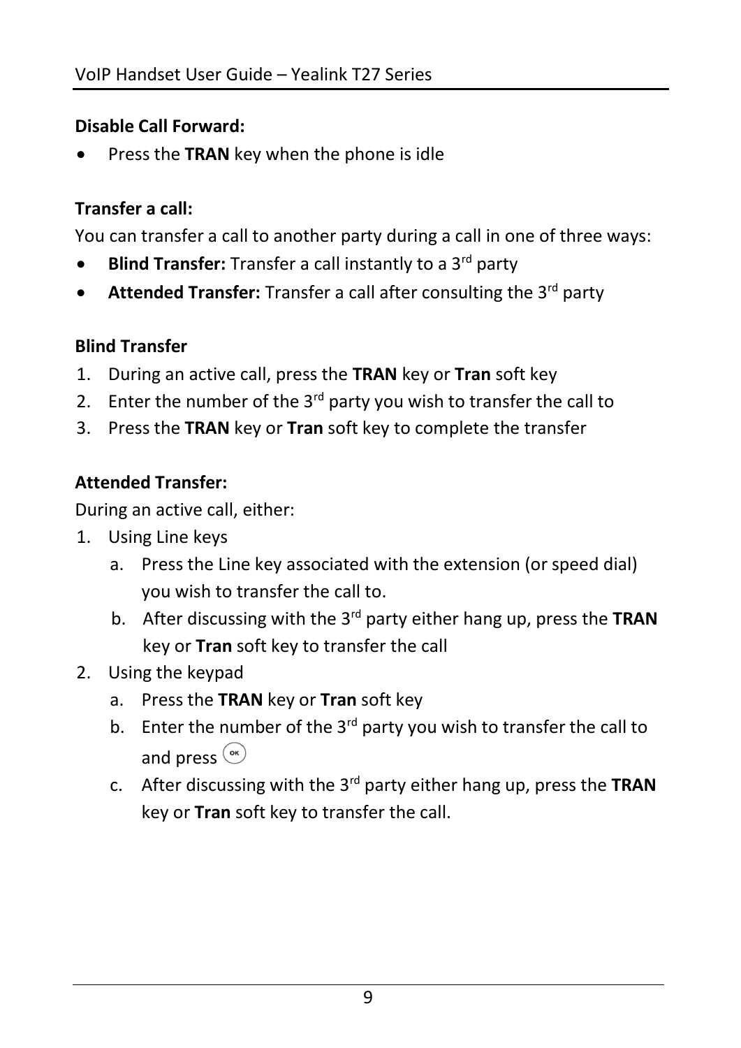**Disable Call Forward:**

- Press the **TRAN** key when the phone is idle

**Transfer a call:**

You can transfer a call to another party during a call in one of three ways:

- **Blind Transfer:** Transfer a call instantly to a 3rd party
- **Attended Transfer:** Transfer a call after consulting the 3rd party

**Blind Transfer**

1. During an active call, press the **TRAN** key or **Tran** soft key
2. Enter the number of the 3rd party you wish to transfer the call to
3. Press the **TRAN** key or **Tran** soft key to complete the transfer

**Attended Transfer:**

During an active call, either:

1. Using Line keys
   a. Press the Line key associated with the extension (or speed dial) you wish to transfer the call to.
   b. After discussing with the 3rd party either hang up, press the **TRAN** key or **Tran** soft key to transfer the call
2. Using the keypad
   a. Press the **TRAN** key or **Tran** soft key
   b. Enter the number of the 3rd party you wish to transfer the call to and press (OK)
   c. After discussing with the 3rd party either hang up, press the **TRAN** key or **Tran** soft key to transfer the call.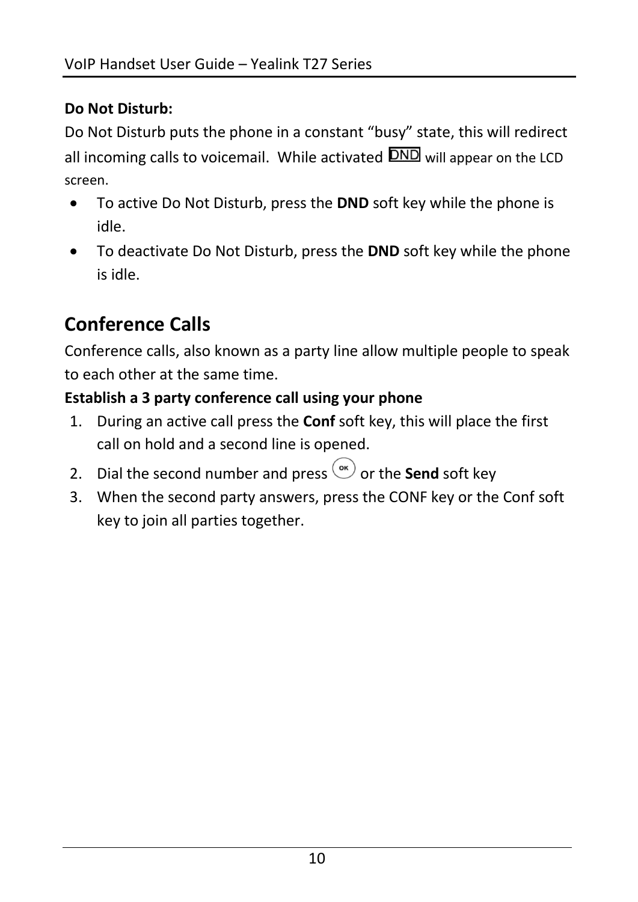**Do Not Disturb:**

Do Not Disturb puts the phone in a constant “busy” state, this will redirect all incoming calls to voicemail. While activated DND will appear on the LCD screen.

- To active Do Not Disturb, press the **DND** soft key while the phone is idle.
- To deactivate Do Not Disturb, press the **DND** soft key while the phone is idle.

## Conference Calls

Conference calls, also known as a party line allow multiple people to speak to each other at the same time.

**Establish a 3 party conference call using your phone**

1. During an active call press the **Conf** soft key, this will place the first call on hold and a second line is opened.
2. Dial the second number and press OK or the **Send** soft key
3. When the second party answers, press the CONF key or the Conf soft key to join all parties together.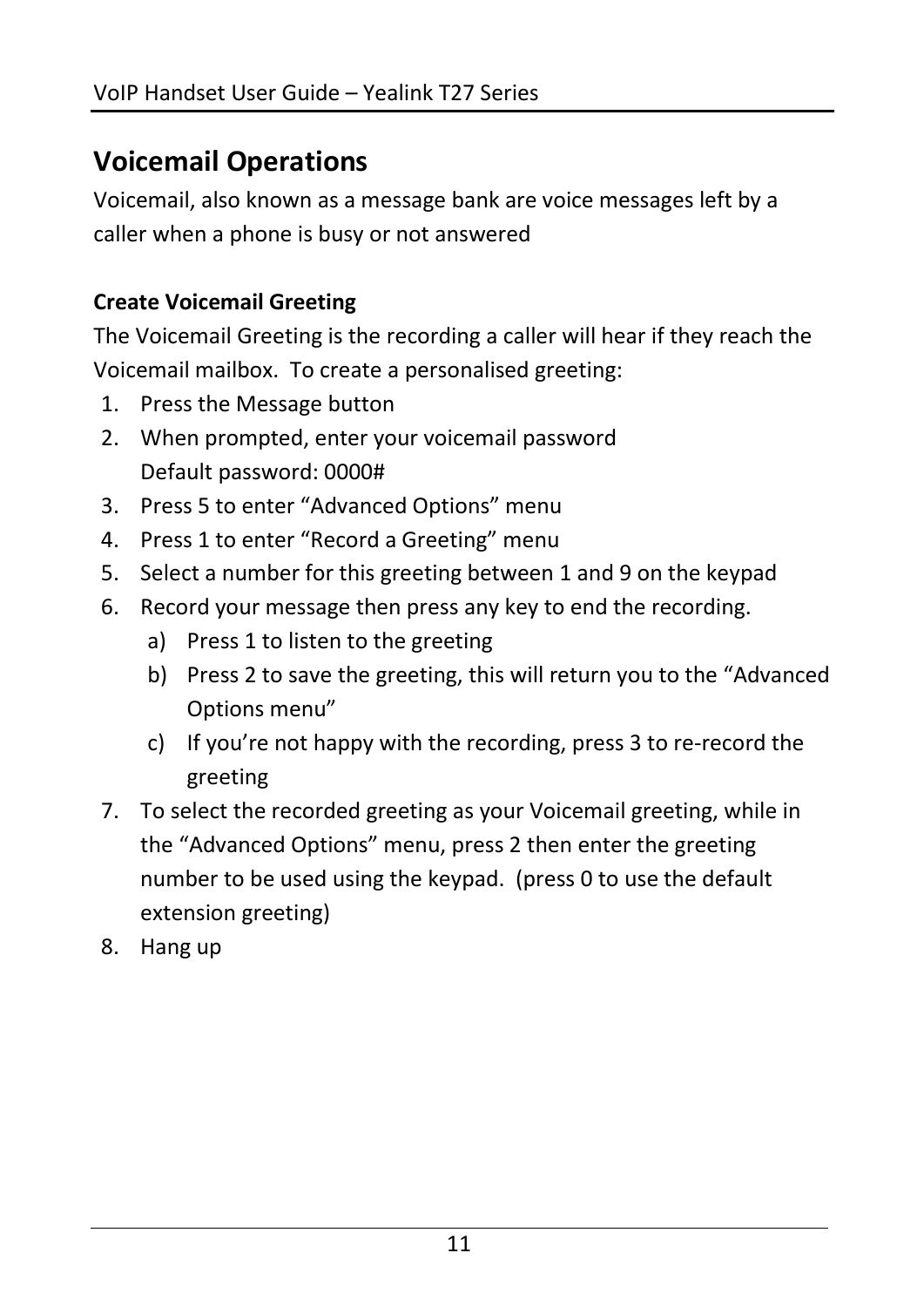## Voicemail Operations

Voicemail, also known as a message bank are voice messages left by a caller when a phone is busy or not answered

**Create Voicemail Greeting**

The Voicemail Greeting is the recording a caller will hear if they reach the Voicemail mailbox.  To create a personalised greeting:

1. Press the Message button
2. When prompted, enter your voicemail password
   Default password: 0000#
3. Press 5 to enter "Advanced Options" menu
4. Press 1 to enter "Record a Greeting" menu
5. Select a number for this greeting between 1 and 9 on the keypad
6. Record your message then press any key to end the recording.
   a) Press 1 to listen to the greeting
   b) Press 2 to save the greeting, this will return you to the "Advanced Options menu"
   c) If you're not happy with the recording, press 3 to re-record the greeting
7. To select the recorded greeting as your Voicemail greeting, while in the "Advanced Options" menu, press 2 then enter the greeting number to be used using the keypad.  (press 0 to use the default extension greeting)
8. Hang up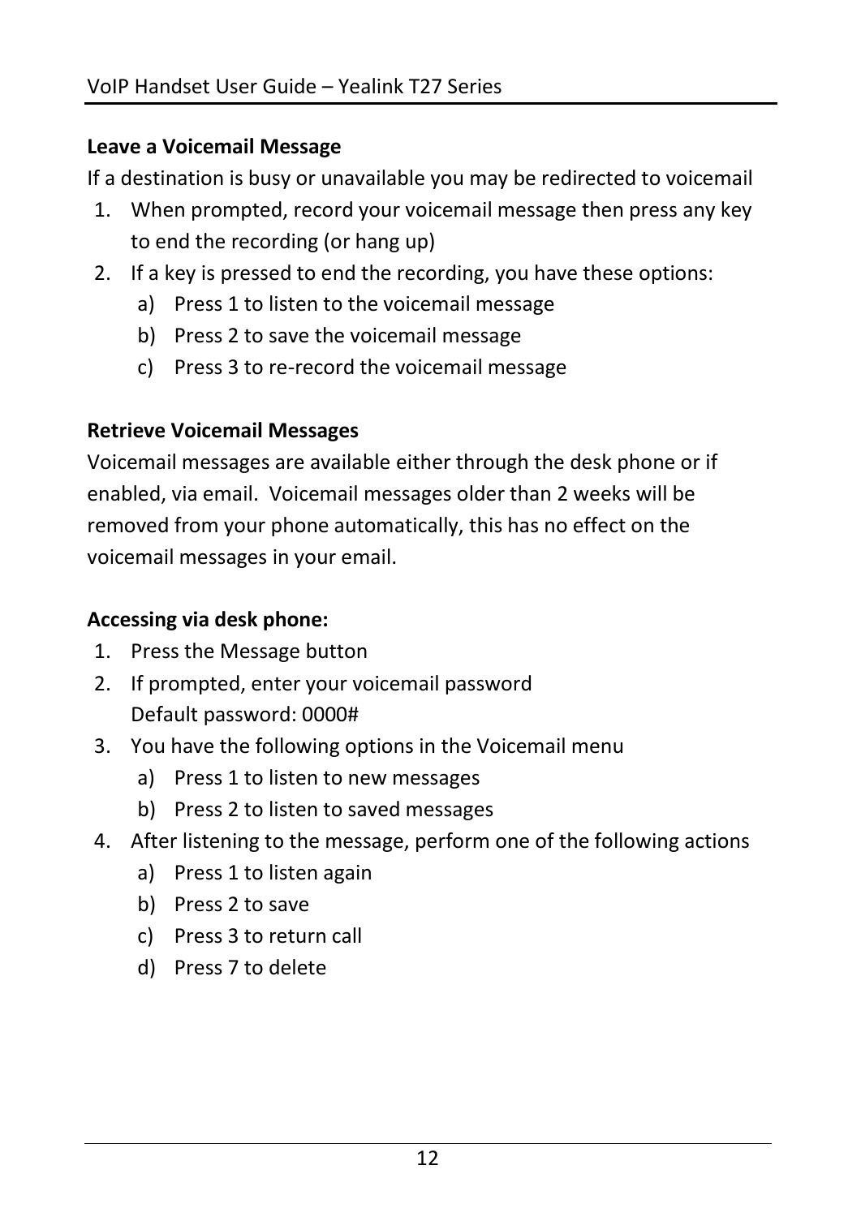**Leave a Voicemail Message**

If a destination is busy or unavailable you may be redirected to voicemail

1. When prompted, record your voicemail message then press any key to end the recording (or hang up)
2. If a key is pressed to end the recording, you have these options:
   a) Press 1 to listen to the voicemail message
   b) Press 2 to save the voicemail message
   c) Press 3 to re-record the voicemail message

**Retrieve Voicemail Messages**

Voicemail messages are available either through the desk phone or if enabled, via email. Voicemail messages older than 2 weeks will be removed from your phone automatically, this has no effect on the voicemail messages in your email.

**Accessing via desk phone:**

1. Press the Message button
2. If prompted, enter your voicemail password
   Default password: 0000#
3. You have the following options in the Voicemail menu
   a) Press 1 to listen to new messages
   b) Press 2 to listen to saved messages
4. After listening to the message, perform one of the following actions
   a) Press 1 to listen again
   b) Press 2 to save
   c) Press 3 to return call
   d) Press 7 to delete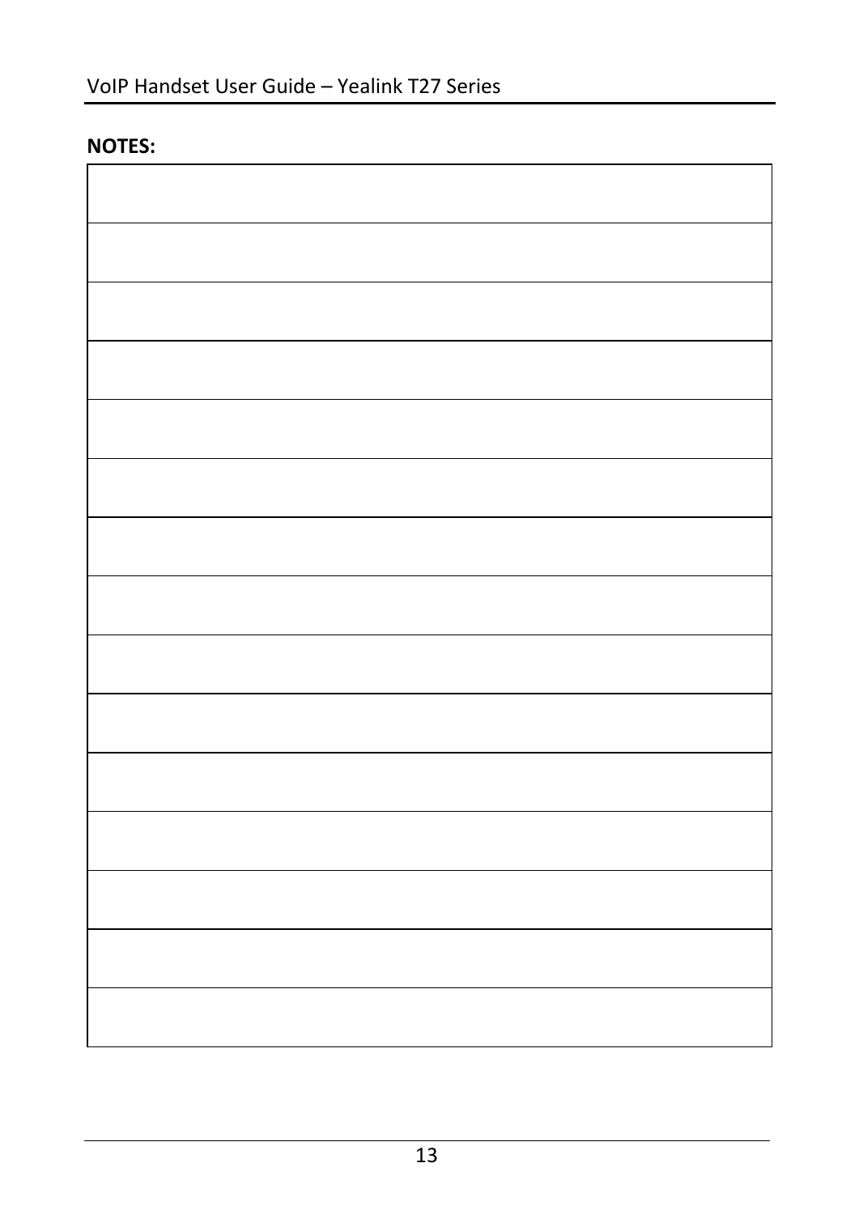**NOTES:**

| |
|---|
| |
| |
| |
| |
| |
| |
| |
| |
| |
| |
| |
| |
| |
| |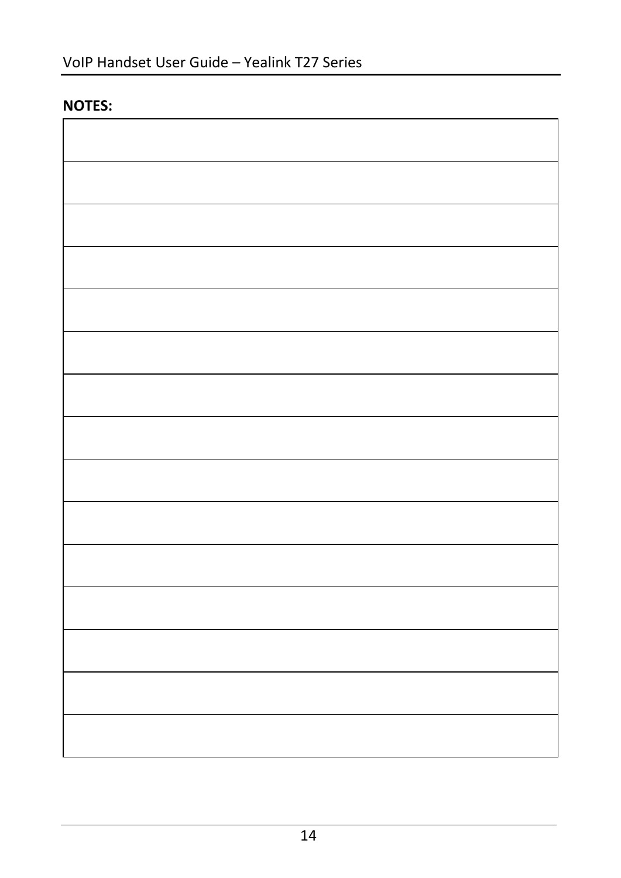**NOTES:**

| |
|---|
| |
| |
| |
| |
| |
| |
| |
| |
| |
| |
| |
| |
| |
| |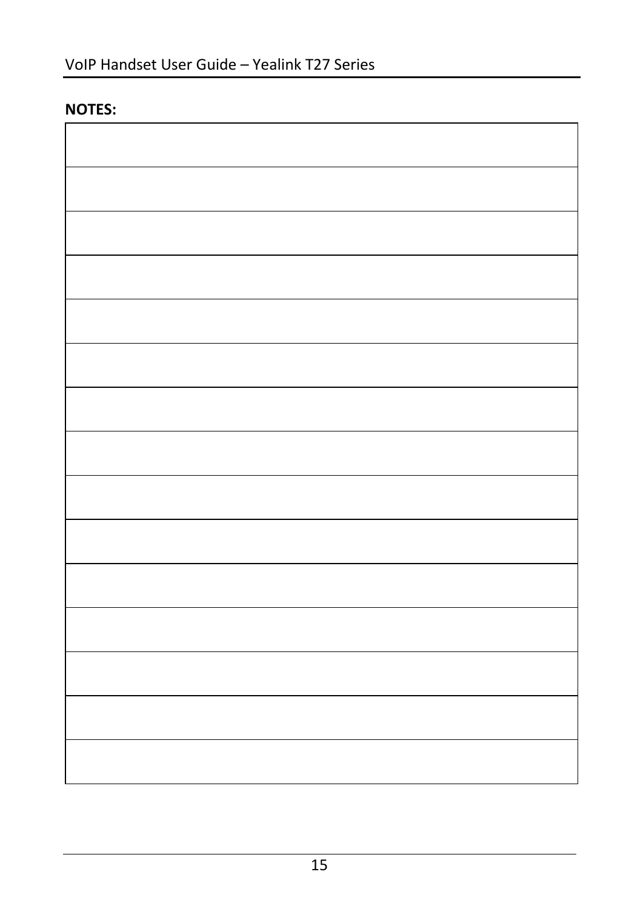**NOTES:**

| |
|---|
| |
| |
| |
| |
| |
| |
| |
| |
| |
| |
| |
| |
| |
| |